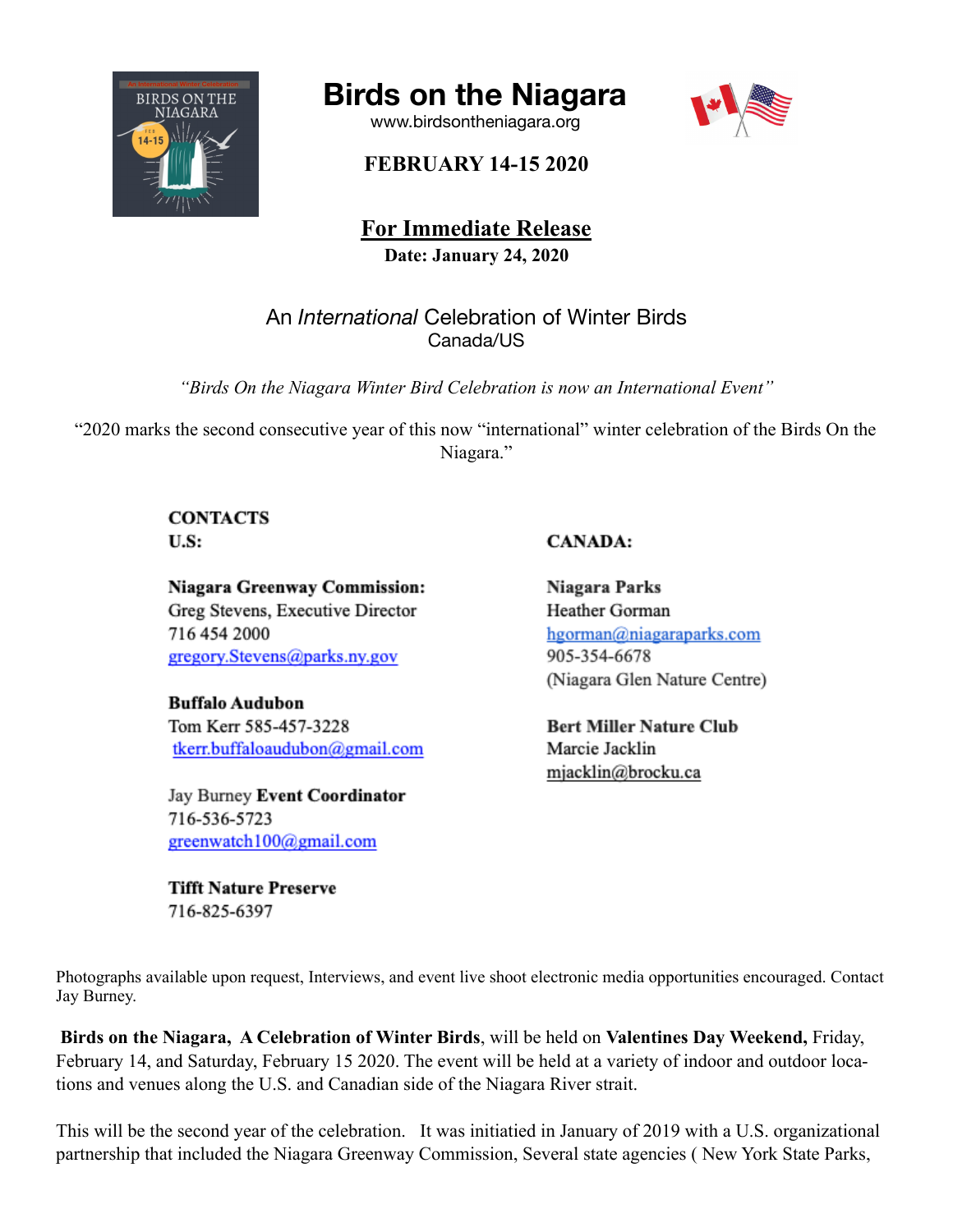# Birds on the Niagara

www.birdsontheniagara.org

**FEBRUARY 14-15 2020**

**For Immediate Release**

**Date: January 24, 2020**

## An *International* Celebration of Winter Birds
Canada/US

*"Birds On the Niagara Winter Bird Celebration is now an International Event"*

"2020 marks the second consecutive year of this now "international" winter celebration of the Birds On the Niagara."

**CONTACTS**

**U.S:**

**Niagara Greenway Commission:**
Greg Stevens, Executive Director
716 454 2000
gregory.Stevens@parks.ny.gov

**Buffalo Audubon**
Tom Kerr 585-457-3228
tkerr.buffaloaudubon@gmail.com

Jay Burney **Event Coordinator**
716-536-5723
greenwatch100@gmail.com

**Tifft Nature Preserve**
716-825-6397

**CANADA:**

**Niagara Parks**
Heather Gorman
hgorman@niagaraparks.com
905-354-6678
(Niagara Glen Nature Centre)

**Bert Miller Nature Club**
Marcie Jacklin
mjacklin@brocku.ca

Photographs available upon request, Interviews, and event live shoot electronic media opportunities encouraged. Contact Jay Burney.

**Birds on the Niagara, A Celebration of Winter Birds**, will be held on **Valentines Day Weekend,** Friday, February 14, and Saturday, February 15 2020. The event will be held at a variety of indoor and outdoor locations and venues along the U.S. and Canadian side of the Niagara River strait.

This will be the second year of the celebration. It was initiatied in January of 2019 with a U.S. organizational partnership that included the Niagara Greenway Commission, Several state agencies ( New York State Parks,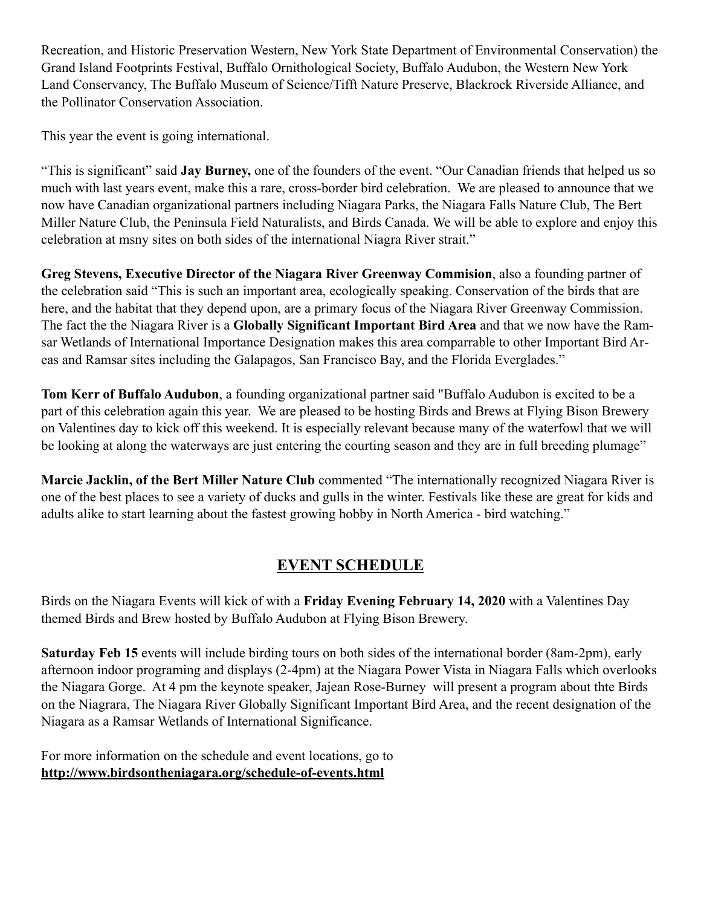Recreation, and Historic Preservation Western, New York State Department of Environmental Conservation) the Grand Island Footprints Festival, Buffalo Ornithological Society, Buffalo Audubon, the Western New York Land Conservancy, The Buffalo Museum of Science/Tifft Nature Preserve, Blackrock Riverside Alliance, and the Pollinator Conservation Association.

This year the event is going international.

“This is significant” said **Jay Burney,** one of the founders of the event. “Our Canadian friends that helped us so much with last years event, make this a rare, cross-border bird celebration. We are pleased to announce that we now have Canadian organizational partners including Niagara Parks, the Niagara Falls Nature Club, The Bert Miller Nature Club, the Peninsula Field Naturalists, and Birds Canada. We will be able to explore and enjoy this celebration at msny sites on both sides of the international Niagra River strait.”

**Greg Stevens, Executive Director of the Niagara River Greenway Commision**, also a founding partner of the celebration said “This is such an important area, ecologically speaking. Conservation of the birds that are here, and the habitat that they depend upon, are a primary focus of the Niagara River Greenway Commission. The fact the the Niagara River is a **Globally Significant Important Bird Area** and that we now have the Ramsar Wetlands of International Importance Designation makes this area comparrable to other Important Bird Areas and Ramsar sites including the Galapagos, San Francisco Bay, and the Florida Everglades.”

**Tom Kerr of Buffalo Audubon**, a founding organizational partner said "Buffalo Audubon is excited to be a part of this celebration again this year. We are pleased to be hosting Birds and Brews at Flying Bison Brewery on Valentines day to kick off this weekend. It is especially relevant because many of the waterfowl that we will be looking at along the waterways are just entering the courting season and they are in full breeding plumage”

**Marcie Jacklin, of the Bert Miller Nature Club** commented “The internationally recognized Niagara River is one of the best places to see a variety of ducks and gulls in the winter. Festivals like these are great for kids and adults alike to start learning about the fastest growing hobby in North America - bird watching.”

## EVENT SCHEDULE

Birds on the Niagara Events will kick of with a **Friday Evening February 14, 2020** with a Valentines Day themed Birds and Brew hosted by Buffalo Audubon at Flying Bison Brewery.

**Saturday Feb 15** events will include birding tours on both sides of the international border (8am-2pm), early afternoon indoor programing and displays (2-4pm) at the Niagara Power Vista in Niagara Falls which overlooks the Niagara Gorge. At 4 pm the keynote speaker, Jajean Rose-Burney will present a program about thte Birds on the Niagrara, The Niagara River Globally Significant Important Bird Area, and the recent designation of the Niagara as a Ramsar Wetlands of International Significance.

For more information on the schedule and event locations, go to
**http://www.birdsontheniagara.org/schedule-of-events.html**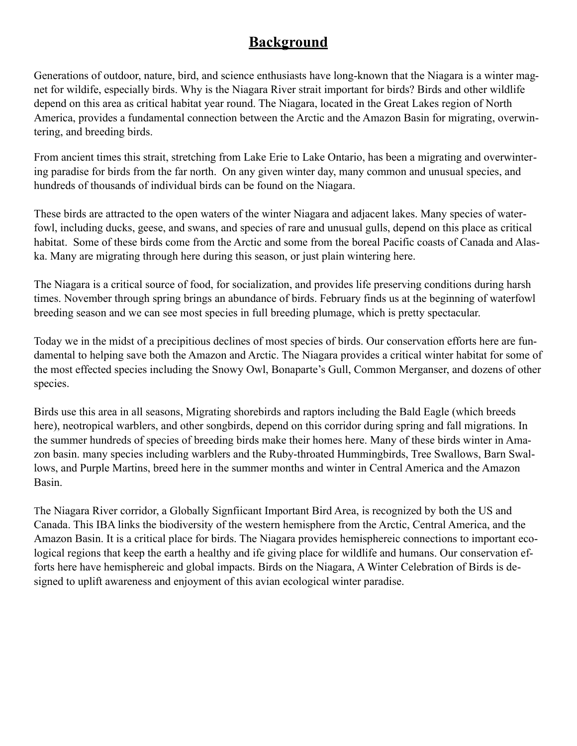## Background

Generations of outdoor, nature, bird, and science enthusiasts have long-known that the Niagara is a winter magnet for wildife, especially birds. Why is the Niagara River strait important for birds? Birds and other wildlife depend on this area as critical habitat year round. The Niagara, located in the Great Lakes region of North America, provides a fundamental connection between the Arctic and the Amazon Basin for migrating, overwintering, and breeding birds.

From ancient times this strait, stretching from Lake Erie to Lake Ontario, has been a migrating and overwintering paradise for birds from the far north. On any given winter day, many common and unusual species, and hundreds of thousands of individual birds can be found on the Niagara.

These birds are attracted to the open waters of the winter Niagara and adjacent lakes. Many species of waterfowl, including ducks, geese, and swans, and species of rare and unusual gulls, depend on this place as critical habitat. Some of these birds come from the Arctic and some from the boreal Pacific coasts of Canada and Alaska. Many are migrating through here during this season, or just plain wintering here.

The Niagara is a critical source of food, for socialization, and provides life preserving conditions during harsh times. November through spring brings an abundance of birds. February finds us at the beginning of waterfowl breeding season and we can see most species in full breeding plumage, which is pretty spectacular.

Today we in the midst of a precipitious declines of most species of birds. Our conservation efforts here are fundamental to helping save both the Amazon and Arctic. The Niagara provides a critical winter habitat for some of the most effected species including the Snowy Owl, Bonaparte's Gull, Common Merganser, and dozens of other species.

Birds use this area in all seasons, Migrating shorebirds and raptors including the Bald Eagle (which breeds here), neotropical warblers, and other songbirds, depend on this corridor during spring and fall migrations. In the summer hundreds of species of breeding birds make their homes here. Many of these birds winter in Amazon basin. many species including warblers and the Ruby-throated Hummingbirds, Tree Swallows, Barn Swallows, and Purple Martins, breed here in the summer months and winter in Central America and the Amazon Basin.

The Niagara River corridor, a Globally Signfiicant Important Bird Area, is recognized by both the US and Canada. This IBA links the biodiversity of the western hemisphere from the Arctic, Central America, and the Amazon Basin. It is a critical place for birds. The Niagara provides hemisphereic connections to important ecological regions that keep the earth a healthy and ife giving place for wildlife and humans. Our conservation efforts here have hemisphereic and global impacts. Birds on the Niagara, A Winter Celebration of Birds is designed to uplift awareness and enjoyment of this avian ecological winter paradise.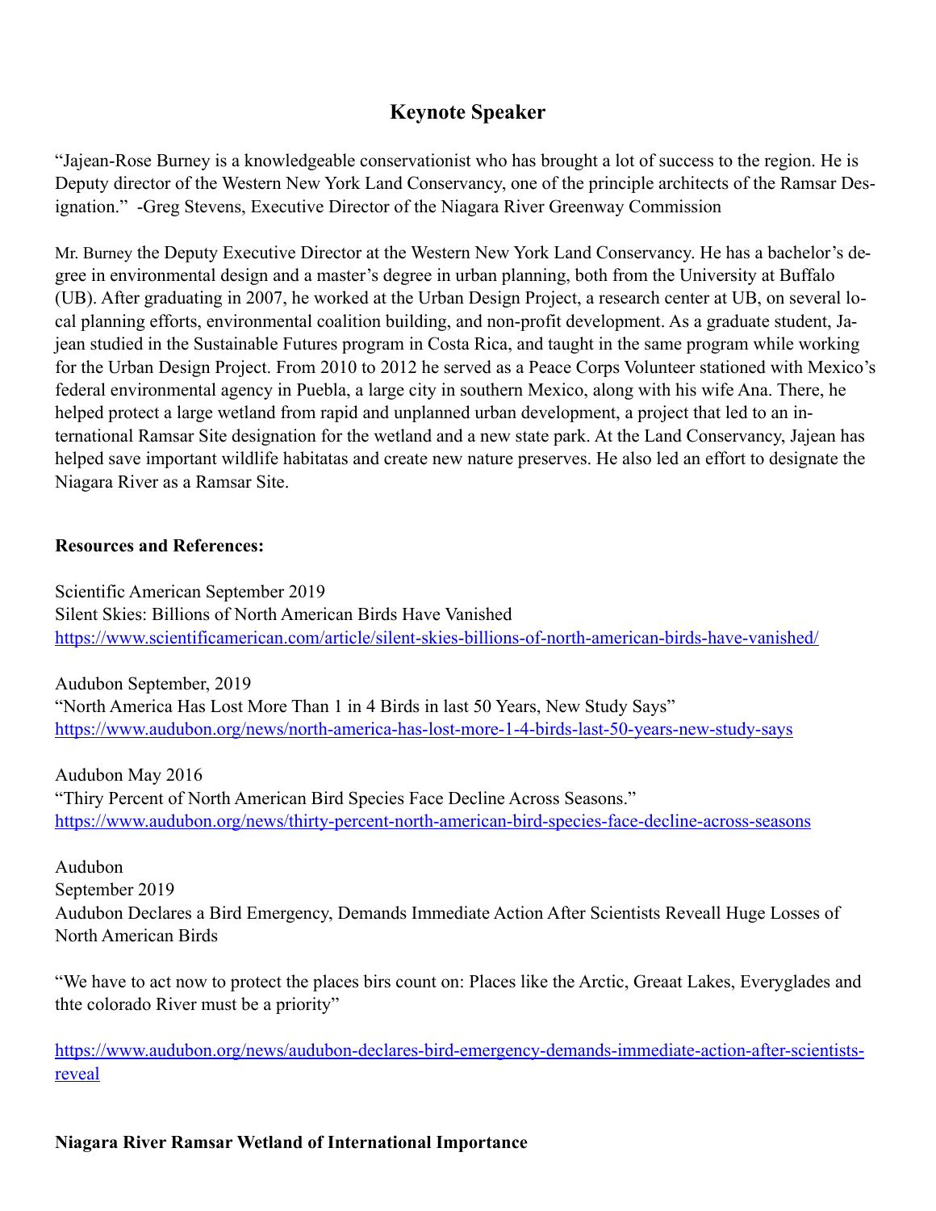## Keynote Speaker

"Jajean-Rose Burney is a knowledgeable conservationist who has brought a lot of success to the region. He is Deputy director of the Western New York Land Conservancy, one of the principle architects of the Ramsar Designation." -Greg Stevens, Executive Director of the Niagara River Greenway Commission

Mr. Burney the Deputy Executive Director at the Western New York Land Conservancy. He has a bachelor's degree in environmental design and a master's degree in urban planning, both from the University at Buffalo (UB). After graduating in 2007, he worked at the Urban Design Project, a research center at UB, on several local planning efforts, environmental coalition building, and non-profit development. As a graduate student, Jajean studied in the Sustainable Futures program in Costa Rica, and taught in the same program while working for the Urban Design Project. From 2010 to 2012 he served as a Peace Corps Volunteer stationed with Mexico's federal environmental agency in Puebla, a large city in southern Mexico, along with his wife Ana. There, he helped protect a large wetland from rapid and unplanned urban development, a project that led to an international Ramsar Site designation for the wetland and a new state park. At the Land Conservancy, Jajean has helped save important wildlife habitatas and create new nature preserves. He also led an effort to designate the Niagara River as a Ramsar Site.

**Resources and References:**

Scientific American September 2019
Silent Skies: Billions of North American Birds Have Vanished
https://www.scientificamerican.com/article/silent-skies-billions-of-north-american-birds-have-vanished/

Audubon September, 2019
"North America Has Lost More Than 1 in 4 Birds in last 50 Years, New Study Says"
https://www.audubon.org/news/north-america-has-lost-more-1-4-birds-last-50-years-new-study-says

Audubon May 2016
"Thiry Percent of North American Bird Species Face Decline Across Seasons."
https://www.audubon.org/news/thirty-percent-north-american-bird-species-face-decline-across-seasons

Audubon
September 2019
Audubon Declares a Bird Emergency, Demands Immediate Action After Scientists Reveall Huge Losses of North American Birds

"We have to act now to protect the places birs count on: Places like the Arctic, Greaat Lakes, Everyglades and thte colorado River must be a priority"

https://www.audubon.org/news/audubon-declares-bird-emergency-demands-immediate-action-after-scientists-reveal

**Niagara River Ramsar Wetland of International Importance**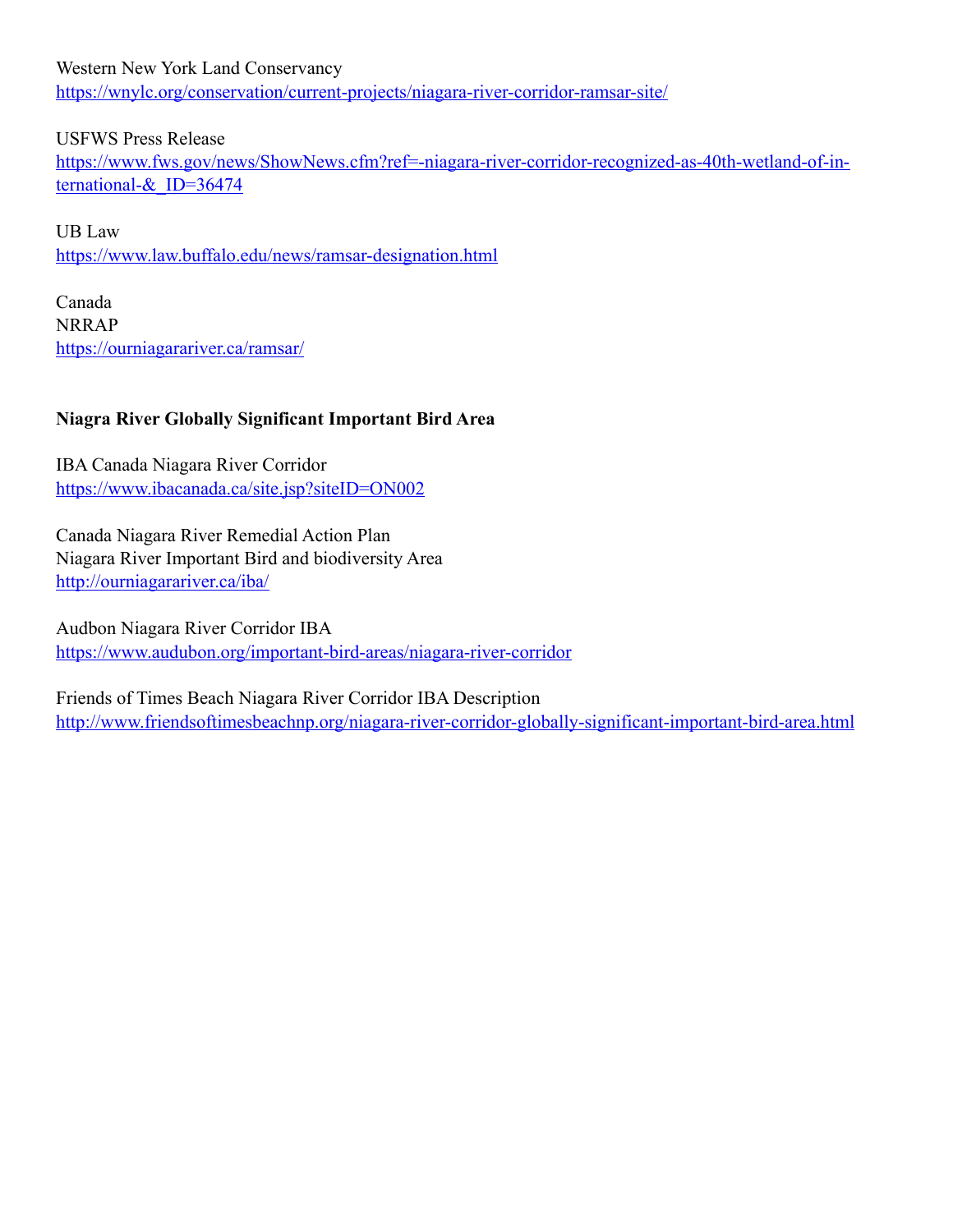Western New York Land Conservancy
https://wnylc.org/conservation/current-projects/niagara-river-corridor-ramsar-site/

USFWS Press Release
https://www.fws.gov/news/ShowNews.cfm?ref=-niagara-river-corridor-recognized-as-40th-wetland-of-international-&_ID=36474

UB Law
https://www.law.buffalo.edu/news/ramsar-designation.html

Canada
NRRAP
https://ourniagarariver.ca/ramsar/

**Niagra River Globally Significant Important Bird Area**

IBA Canada Niagara River Corridor
https://www.ibacanada.ca/site.jsp?siteID=ON002

Canada Niagara River Remedial Action Plan
Niagara River Important Bird and biodiversity Area
http://ourniagarariver.ca/iba/

Audbon Niagara River Corridor IBA
https://www.audubon.org/important-bird-areas/niagara-river-corridor

Friends of Times Beach Niagara River Corridor IBA Description
http://www.friendsoftimesbeachnp.org/niagara-river-corridor-globally-significant-important-bird-area.html